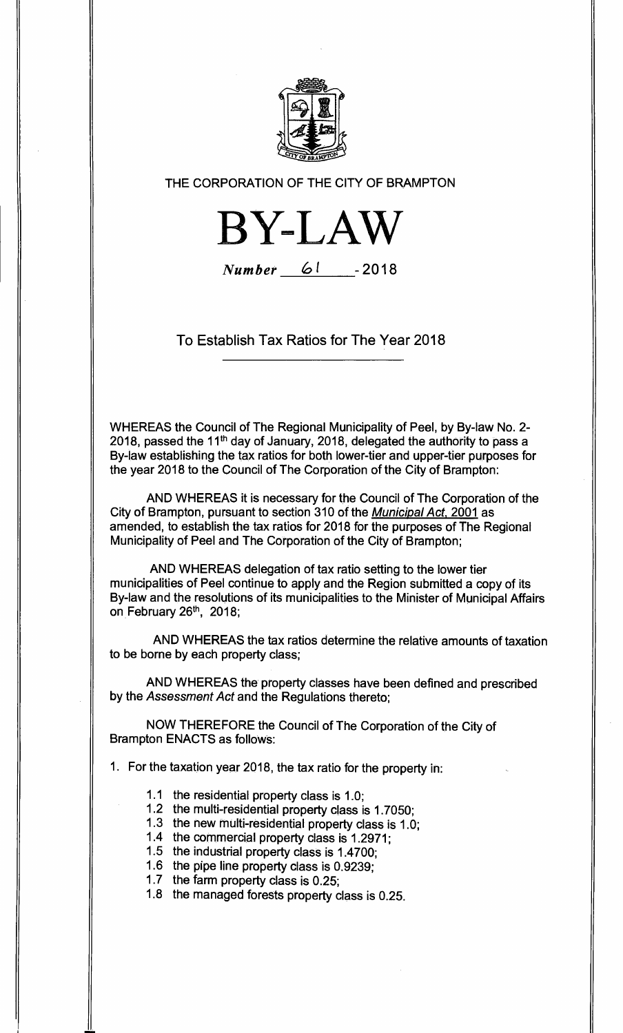THE CORPORATION OF THE CITY OF BRAMPTON

# BY-LAW

*Number* 61 - 2018

## To Establish Tax Ratios for The Year 2018

WHEREAS the Council of The Regional Municipality of Peel, by By-law No. 2-2018, passed the 11th day of January, 2018, delegated the authority to pass a By-law establishing the tax ratios for both lower-tier and upper-tier purposes for the year 2018 to the Council of The Corporation of the City of Brampton:

AND WHEREAS it is necessary for the Council of The Corporation of the City of Brampton, pursuant to section 310 of the *Municipal Act, 2001* as amended, to establish the tax ratios for 2018 for the purposes of The Regional Municipality of Peel and The Corporation of the City of Brampton;

AND WHEREAS delegation of tax ratio setting to the lower tier municipalities of Peel continue to apply and the Region submitted a copy of its By-law and the resolutions of its municipalities to the Minister of Municipal Affairs on February 26th, 2018;

AND WHEREAS the tax ratios determine the relative amounts of taxation to be borne by each property class;

AND WHEREAS the property classes have been defined and prescribed by the *Assessment Act* and the Regulations thereto;

NOW THEREFORE the Council of The Corporation of the City of Brampton ENACTS as follows:

1. For the taxation year 2018, the tax ratio for the property in:

   1.1 the residential property class is 1.0;
   1.2 the multi-residential property class is 1.7050;
   1.3 the new multi-residential property class is 1.0;
   1.4 the commercial property class is 1.2971;
   1.5 the industrial property class is 1.4700;
   1.6 the pipe line property class is 0.9239;
   1.7 the farm property class is 0.25;
   1.8 the managed forests property class is 0.25.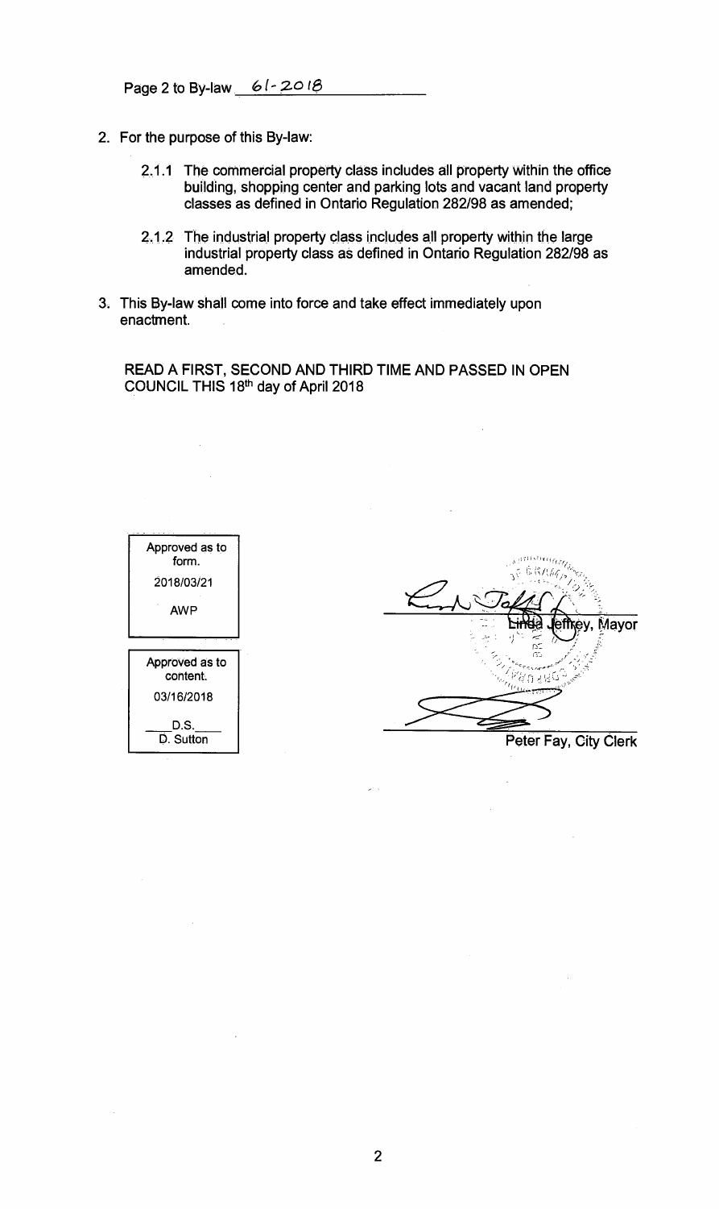Page 2 to By-law 61-2018

2. For the purpose of this By-law:

   2.1.1 The commercial property class includes all property within the office building, shopping center and parking lots and vacant land property classes as defined in Ontario Regulation 282/98 as amended;

   2.1.2 The industrial property class includes all property within the large industrial property class as defined in Ontario Regulation 282/98 as amended.

3. This By-law shall come into force and take effect immediately upon enactment.

READ A FIRST, SECOND AND THIRD TIME AND PASSED IN OPEN COUNCIL THIS 18th day of April 2018

Approved as to form.
2018/03/21
AWP

Approved as to content.
03/16/2018
D.S.
D. Sutton

Linda Jeffrey, Mayor

Peter Fay, City Clerk